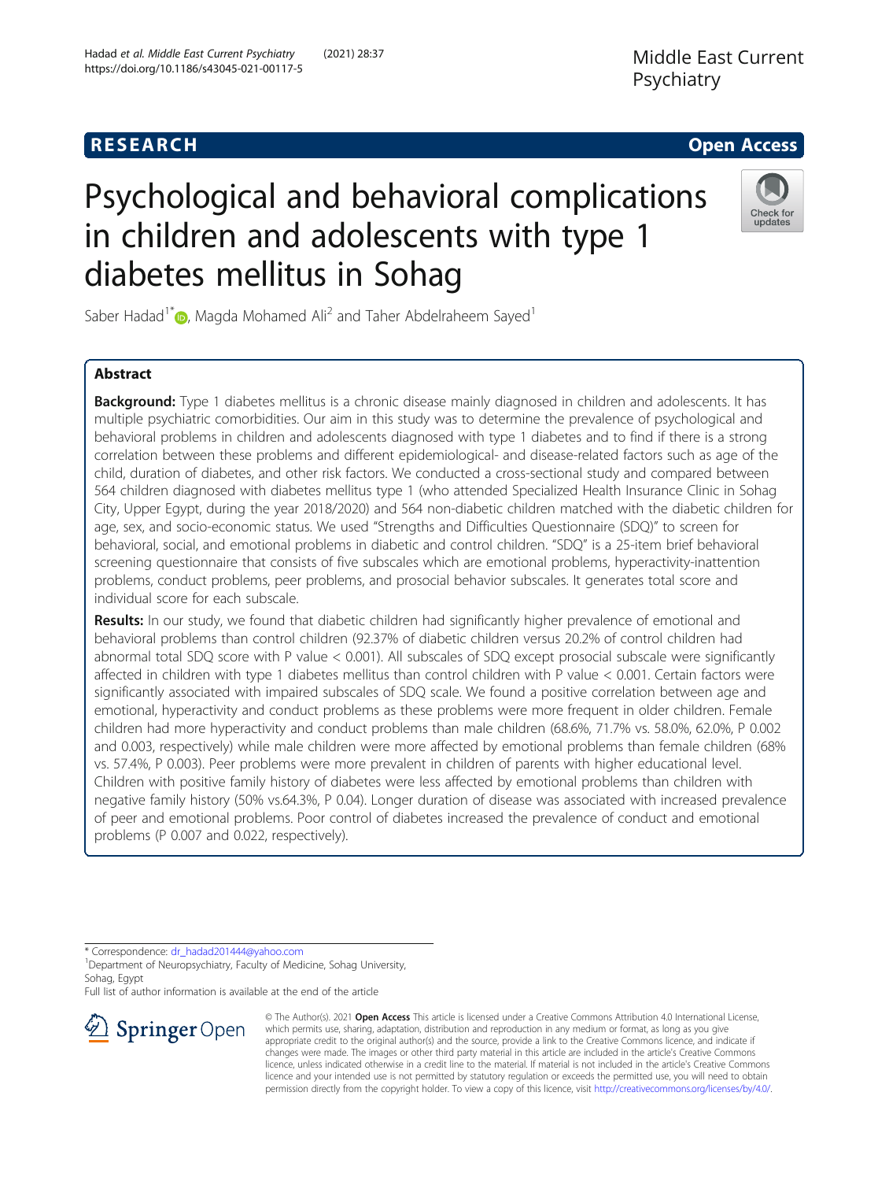RESEARCH

Open Access

# Psychological and behavioral complications in children and adolescents with type 1 diabetes mellitus in Sohag

Saber Hadad[1*], Magda Mohamed Ali[2] and Taher Abdelraheem Sayed[1]

## Abstract

**Background:** Type 1 diabetes mellitus is a chronic disease mainly diagnosed in children and adolescents. It has multiple psychiatric comorbidities. Our aim in this study was to determine the prevalence of psychological and behavioral problems in children and adolescents diagnosed with type 1 diabetes and to find if there is a strong correlation between these problems and different epidemiological- and disease-related factors such as age of the child, duration of diabetes, and other risk factors. We conducted a cross-sectional study and compared between 564 children diagnosed with diabetes mellitus type 1 (who attended Specialized Health Insurance Clinic in Sohag City, Upper Egypt, during the year 2018/2020) and 564 non-diabetic children matched with the diabetic children for age, sex, and socio-economic status. We used "Strengths and Difficulties Questionnaire (SDQ)" to screen for behavioral, social, and emotional problems in diabetic and control children. "SDQ" is a 25-item brief behavioral screening questionnaire that consists of five subscales which are emotional problems, hyperactivity-inattention problems, conduct problems, peer problems, and prosocial behavior subscales. It generates total score and individual score for each subscale.

**Results:** In our study, we found that diabetic children had significantly higher prevalence of emotional and behavioral problems than control children (92.37% of diabetic children versus 20.2% of control children had abnormal total SDQ score with P value < 0.001). All subscales of SDQ except prosocial subscale were significantly affected in children with type 1 diabetes mellitus than control children with P value < 0.001. Certain factors were significantly associated with impaired subscales of SDQ scale. We found a positive correlation between age and emotional, hyperactivity and conduct problems as these problems were more frequent in older children. Female children had more hyperactivity and conduct problems than male children (68.6%, 71.7% vs. 58.0%, 62.0%, P 0.002 and 0.003, respectively) while male children were more affected by emotional problems than female children (68% vs. 57.4%, P 0.003). Peer problems were more prevalent in children of parents with higher educational level. Children with positive family history of diabetes were less affected by emotional problems than children with negative family history (50% vs.64.3%, P 0.04). Longer duration of disease was associated with increased prevalence of peer and emotional problems. Poor control of diabetes increased the prevalence of conduct and emotional problems (P 0.007 and 0.022, respectively).

\* Correspondence: dr_hadad201444@yahoo.com
[1]Department of Neuropsychiatry, Faculty of Medicine, Sohag University, Sohag, Egypt
Full list of author information is available at the end of the article

© The Author(s). 2021 **Open Access** This article is licensed under a Creative Commons Attribution 4.0 International License, which permits use, sharing, adaptation, distribution and reproduction in any medium or format, as long as you give appropriate credit to the original author(s) and the source, provide a link to the Creative Commons licence, and indicate if changes were made. The images or other third party material in this article are included in the article's Creative Commons licence, unless indicated otherwise in a credit line to the material. If material is not included in the article's Creative Commons licence and your intended use is not permitted by statutory regulation or exceeds the permitted use, you will need to obtain permission directly from the copyright holder. To view a copy of this licence, visit http://creativecommons.org/licenses/by/4.0/.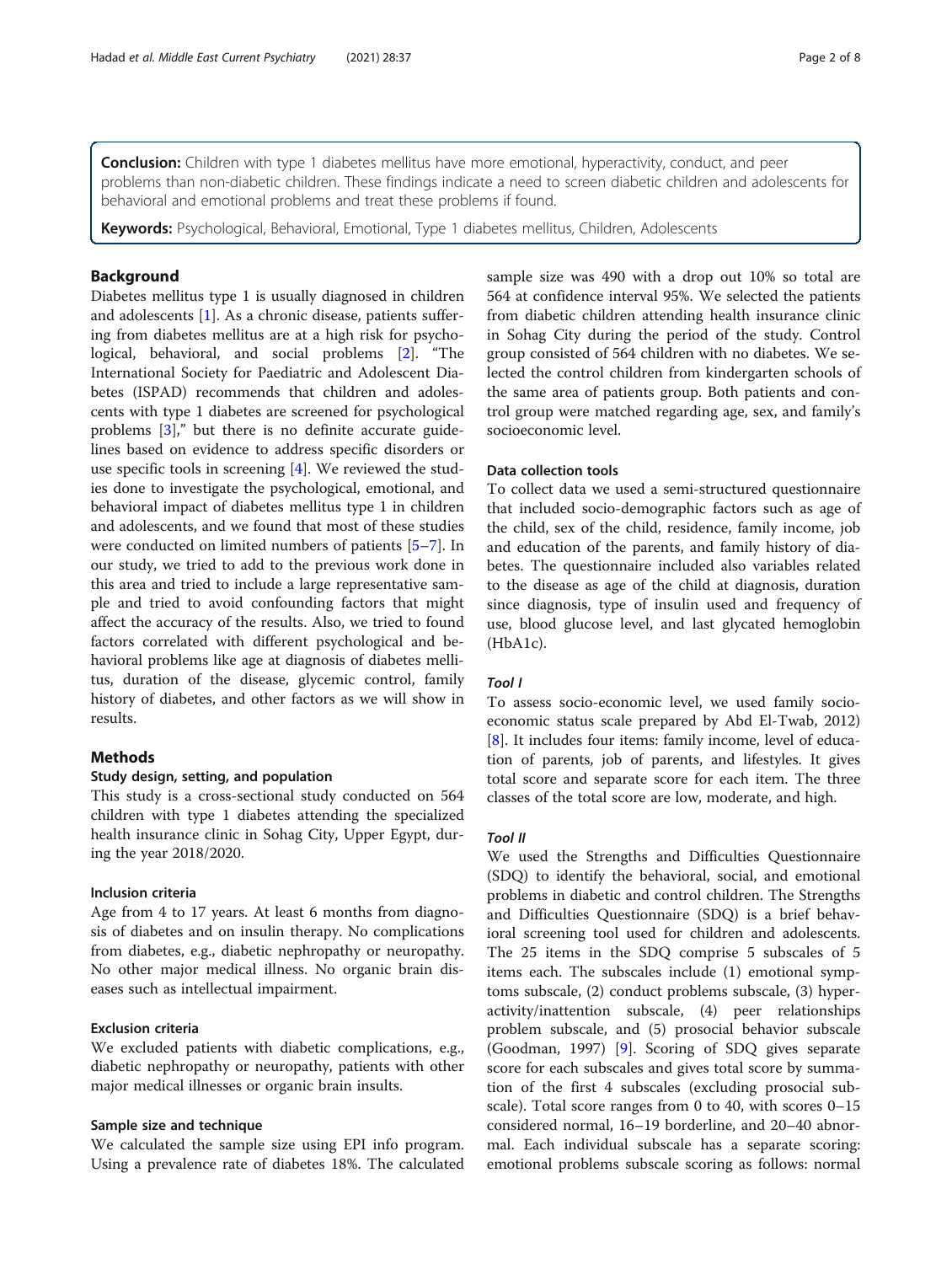**Conclusion:** Children with type 1 diabetes mellitus have more emotional, hyperactivity, conduct, and peer problems than non-diabetic children. These findings indicate a need to screen diabetic children and adolescents for behavioral and emotional problems and treat these problems if found.

**Keywords:** Psychological, Behavioral, Emotional, Type 1 diabetes mellitus, Children, Adolescents

## Background

Diabetes mellitus type 1 is usually diagnosed in children and adolescents [1]. As a chronic disease, patients suffering from diabetes mellitus are at a high risk for psychological, behavioral, and social problems [2]. "The International Society for Paediatric and Adolescent Diabetes (ISPAD) recommends that children and adolescents with type 1 diabetes are screened for psychological problems [3]," but there is no definite accurate guidelines based on evidence to address specific disorders or use specific tools in screening [4]. We reviewed the studies done to investigate the psychological, emotional, and behavioral impact of diabetes mellitus type 1 in children and adolescents, and we found that most of these studies were conducted on limited numbers of patients [5–7]. In our study, we tried to add to the previous work done in this area and tried to include a large representative sample and tried to avoid confounding factors that might affect the accuracy of the results. Also, we tried to found factors correlated with different psychological and behavioral problems like age at diagnosis of diabetes mellitus, duration of the disease, glycemic control, family history of diabetes, and other factors as we will show in results.

## Methods

### Study design, setting, and population

This study is a cross-sectional study conducted on 564 children with type 1 diabetes attending the specialized health insurance clinic in Sohag City, Upper Egypt, during the year 2018/2020.

### Inclusion criteria

Age from 4 to 17 years. At least 6 months from diagnosis of diabetes and on insulin therapy. No complications from diabetes, e.g., diabetic nephropathy or neuropathy. No other major medical illness. No organic brain diseases such as intellectual impairment.

### Exclusion criteria

We excluded patients with diabetic complications, e.g., diabetic nephropathy or neuropathy, patients with other major medical illnesses or organic brain insults.

### Sample size and technique

We calculated the sample size using EPI info program. Using a prevalence rate of diabetes 18%. The calculated sample size was 490 with a drop out 10% so total are 564 at confidence interval 95%. We selected the patients from diabetic children attending health insurance clinic in Sohag City during the period of the study. Control group consisted of 564 children with no diabetes. We selected the control children from kindergarten schools of the same area of patients group. Both patients and control group were matched regarding age, sex, and family's socioeconomic level.

### Data collection tools

To collect data we used a semi-structured questionnaire that included socio-demographic factors such as age of the child, sex of the child, residence, family income, job and education of the parents, and family history of diabetes. The questionnaire included also variables related to the disease as age of the child at diagnosis, duration since diagnosis, type of insulin used and frequency of use, blood glucose level, and last glycated hemoglobin (HbA1c).

#### *Tool I*

To assess socio-economic level, we used family socio-economic status scale prepared by Abd El-Twab, 2012) [8]. It includes four items: family income, level of education of parents, job of parents, and lifestyles. It gives total score and separate score for each item. The three classes of the total score are low, moderate, and high.

#### *Tool II*

We used the Strengths and Difficulties Questionnaire (SDQ) to identify the behavioral, social, and emotional problems in diabetic and control children. The Strengths and Difficulties Questionnaire (SDQ) is a brief behavioral screening tool used for children and adolescents. The 25 items in the SDQ comprise 5 subscales of 5 items each. The subscales include (1) emotional symptoms subscale, (2) conduct problems subscale, (3) hyperactivity/inattention subscale, (4) peer relationships problem subscale, and (5) prosocial behavior subscale (Goodman, 1997) [9]. Scoring of SDQ gives separate score for each subscales and gives total score by summation of the first 4 subscales (excluding prosocial subscale). Total score ranges from 0 to 40, with scores 0–15 considered normal, 16–19 borderline, and 20–40 abnormal. Each individual subscale has a separate scoring: emotional problems subscale scoring as follows: normal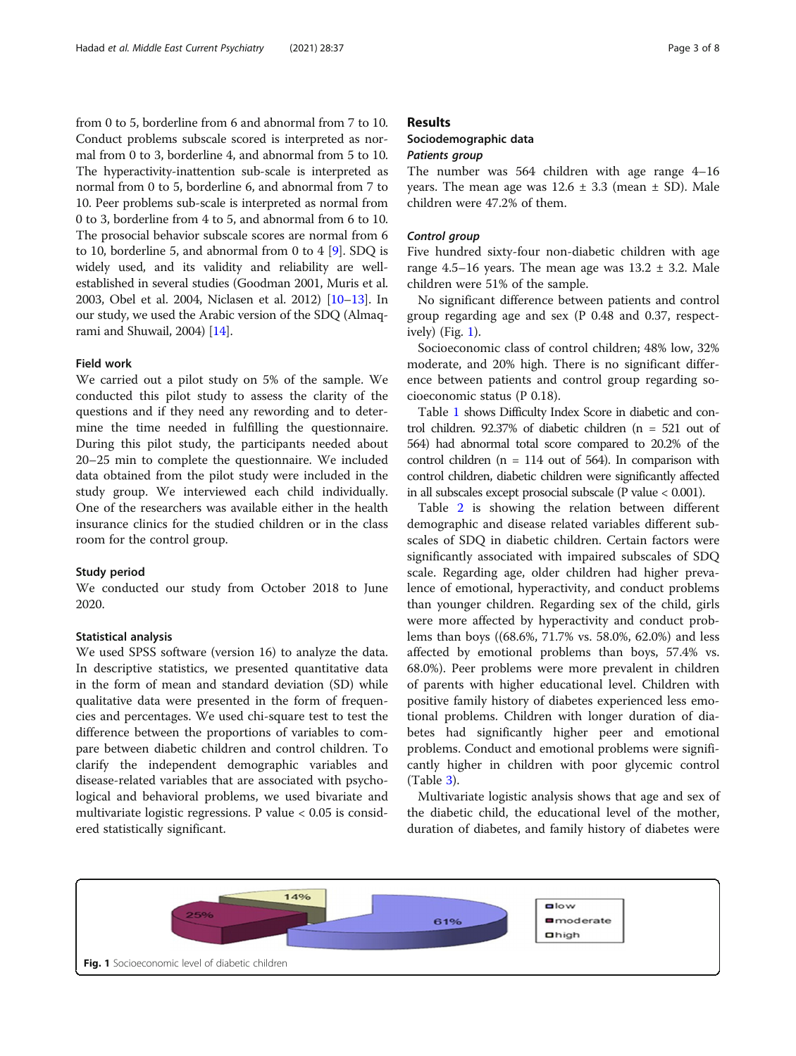from 0 to 5, borderline from 6 and abnormal from 7 to 10. Conduct problems subscale scored is interpreted as normal from 0 to 3, borderline 4, and abnormal from 5 to 10. The hyperactivity-inattention sub-scale is interpreted as normal from 0 to 5, borderline 6, and abnormal from 7 to 10. Peer problems sub-scale is interpreted as normal from 0 to 3, borderline from 4 to 5, and abnormal from 6 to 10. The prosocial behavior subscale scores are normal from 6 to 10, borderline 5, and abnormal from 0 to 4 [9]. SDQ is widely used, and its validity and reliability are well-established in several studies (Goodman 2001, Muris et al. 2003, Obel et al. 2004, Niclasen et al. 2012) [10–13]. In our study, we used the Arabic version of the SDQ (Almaqrami and Shuwail, 2004) [14].

### Field work

We carried out a pilot study on 5% of the sample. We conducted this pilot study to assess the clarity of the questions and if they need any rewording and to determine the time needed in fulfilling the questionnaire. During this pilot study, the participants needed about 20–25 min to complete the questionnaire. We included data obtained from the pilot study were included in the study group. We interviewed each child individually. One of the researchers was available either in the health insurance clinics for the studied children or in the class room for the control group.

### Study period

We conducted our study from October 2018 to June 2020.

### Statistical analysis

We used SPSS software (version 16) to analyze the data. In descriptive statistics, we presented quantitative data in the form of mean and standard deviation (SD) while qualitative data were presented in the form of frequencies and percentages. We used chi-square test to test the difference between the proportions of variables to compare between diabetic children and control children. To clarify the independent demographic variables and disease-related variables that are associated with psychological and behavioral problems, we used bivariate and multivariate logistic regressions. P value < 0.05 is considered statistically significant.

## Results

### Sociodemographic data

#### *Patients group*

The number was 564 children with age range 4–16 years. The mean age was 12.6 ± 3.3 (mean ± SD). Male children were 47.2% of them.

#### *Control group*

Five hundred sixty-four non-diabetic children with age range 4.5–16 years. The mean age was 13.2 ± 3.2. Male children were 51% of the sample.

No significant difference between patients and control group regarding age and sex (P 0.48 and 0.37, respectively) (Fig. 1).

Socioeconomic class of control children; 48% low, 32% moderate, and 20% high. There is no significant difference between patients and control group regarding socioeconomic status (P 0.18).

Table 1 shows Difficulty Index Score in diabetic and control children. 92.37% of diabetic children (n = 521 out of 564) had abnormal total score compared to 20.2% of the control children (n = 114 out of 564). In comparison with control children, diabetic children were significantly affected in all subscales except prosocial subscale (P value < 0.001).

Table 2 is showing the relation between different demographic and disease related variables different subscales of SDQ in diabetic children. Certain factors were significantly associated with impaired subscales of SDQ scale. Regarding age, older children had higher prevalence of emotional, hyperactivity, and conduct problems than younger children. Regarding sex of the child, girls were more affected by hyperactivity and conduct problems than boys ((68.6%, 71.7% vs. 58.0%, 62.0%) and less affected by emotional problems than boys, 57.4% vs. 68.0%). Peer problems were more prevalent in children of parents with higher educational level. Children with positive family history of diabetes experienced less emotional problems. Children with longer duration of diabetes had significantly higher peer and emotional problems. Conduct and emotional problems were significantly higher in children with poor glycemic control (Table 3).

Multivariate logistic analysis shows that age and sex of the diabetic child, the educational level of the mother, duration of diabetes, and family history of diabetes were

Fig. 1 Socioeconomic level of diabetic children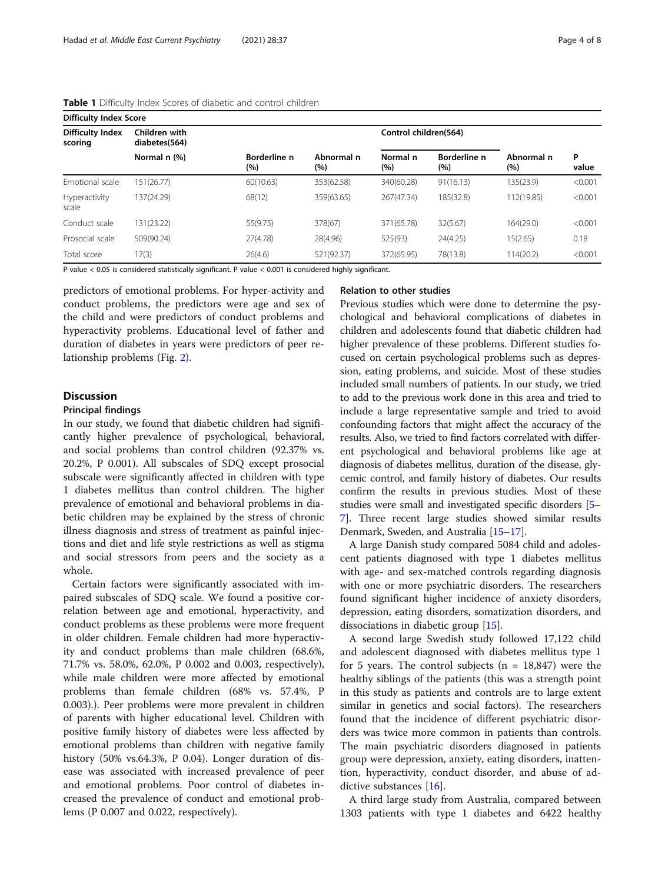**Table 1** Difficulty Index Scores of diabetic and control children

| Difficulty Index Score | | | | | | | |
|---|---|---|---|---|---|---|---|
| Difficulty Index scoring | Children with diabetes(564) | | | Control children(564) | | | |
| | Normal n (%) | Borderline n (%) | Abnormal n (%) | Normal n (%) | Borderline n (%) | Abnormal n (%) | P value |
| Emotional scale | 151(26.77) | 60(10.63) | 353(62.58) | 340(60.28) | 91(16.13) | 135(23.9) | <0.001 |
| Hyperactivity scale | 137(24.29) | 68(12) | 359(63.65) | 267(47.34) | 185(32.8) | 112(19.85) | <0.001 |
| Conduct scale | 131(23.22) | 55(9.75) | 378(67) | 371(65.78) | 32(5.67) | 164(29.0) | <0.001 |
| Prosocial scale | 509(90.24) | 27(4.78) | 28(4.96) | 525(93) | 24(4.25) | 15(2.65) | 0.18 |
| Total score | 17(3) | 26(4.6) | 521(92.37) | 372(65.95) | 78(13.8) | 114(20.2) | <0.001 |

P value < 0.05 is considered statistically significant. P value < 0.001 is considered highly significant.

predictors of emotional problems. For hyper-activity and conduct problems, the predictors were age and sex of the child and were predictors of conduct problems and hyperactivity problems. Educational level of father and duration of diabetes in years were predictors of peer relationship problems (Fig. 2).

## Discussion

### Principal findings

In our study, we found that diabetic children had significantly higher prevalence of psychological, behavioral, and social problems than control children (92.37% vs. 20.2%, P 0.001). All subscales of SDQ except prosocial subscale were significantly affected in children with type 1 diabetes mellitus than control children. The higher prevalence of emotional and behavioral problems in diabetic children may be explained by the stress of chronic illness diagnosis and stress of treatment as painful injections and diet and life style restrictions as well as stigma and social stressors from peers and the society as a whole.

Certain factors were significantly associated with impaired subscales of SDQ scale. We found a positive correlation between age and emotional, hyperactivity, and conduct problems as these problems were more frequent in older children. Female children had more hyperactivity and conduct problems than male children (68.6%, 71.7% vs. 58.0%, 62.0%, P 0.002 and 0.003, respectively), while male children were more affected by emotional problems than female children (68% vs. 57.4%, P 0.003).). Peer problems were more prevalent in children of parents with higher educational level. Children with positive family history of diabetes were less affected by emotional problems than children with negative family history (50% vs.64.3%, P 0.04). Longer duration of disease was associated with increased prevalence of peer and emotional problems. Poor control of diabetes increased the prevalence of conduct and emotional problems (P 0.007 and 0.022, respectively).

### Relation to other studies

Previous studies which were done to determine the psychological and behavioral complications of diabetes in children and adolescents found that diabetic children had higher prevalence of these problems. Different studies focused on certain psychological problems such as depression, eating problems, and suicide. Most of these studies included small numbers of patients. In our study, we tried to add to the previous work done in this area and tried to include a large representative sample and tried to avoid confounding factors that might affect the accuracy of the results. Also, we tried to find factors correlated with different psychological and behavioral problems like age at diagnosis of diabetes mellitus, duration of the disease, glycemic control, and family history of diabetes. Our results confirm the results in previous studies. Most of these studies were small and investigated specific disorders [5–7]. Three recent large studies showed similar results Denmark, Sweden, and Australia [15–17].

A large Danish study compared 5084 child and adolescent patients diagnosed with type 1 diabetes mellitus with age- and sex-matched controls regarding diagnosis with one or more psychiatric disorders. The researchers found significant higher incidence of anxiety disorders, depression, eating disorders, somatization disorders, and dissociations in diabetic group [15].

A second large Swedish study followed 17,122 child and adolescent diagnosed with diabetes mellitus type 1 for 5 years. The control subjects (n = 18,847) were the healthy siblings of the patients (this was a strength point in this study as patients and controls are to large extent similar in genetics and social factors). The researchers found that the incidence of different psychiatric disorders was twice more common in patients than controls. The main psychiatric disorders diagnosed in patients group were depression, anxiety, eating disorders, inattention, hyperactivity, conduct disorder, and abuse of addictive substances [16].

A third large study from Australia, compared between 1303 patients with type 1 diabetes and 6422 healthy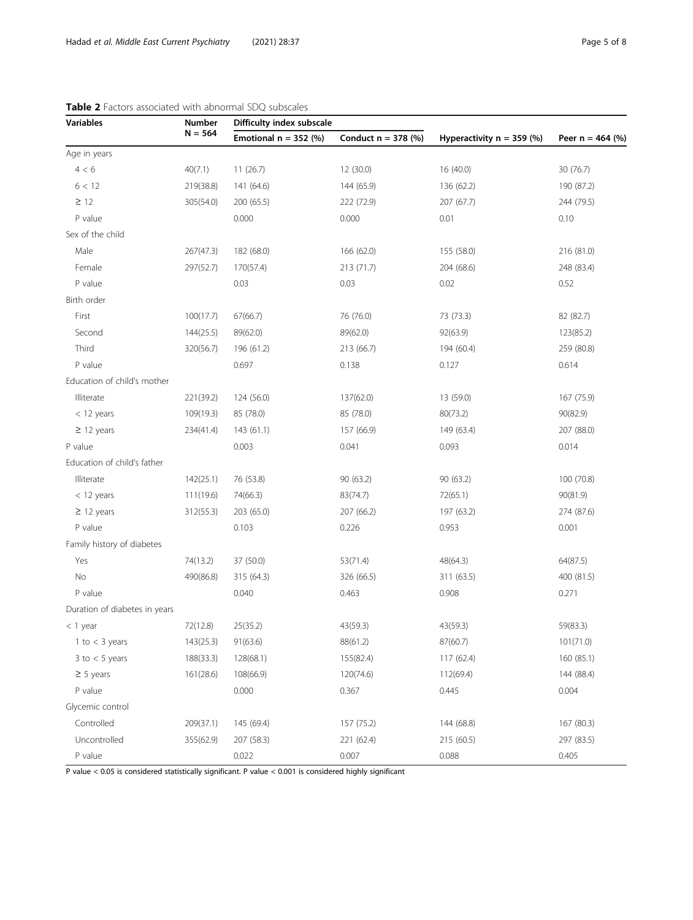**Table 2** Factors associated with abnormal SDQ subscales

| Variables | Number N = 564 | Difficulty index subscale | | | |
|---|---|---|---|---|---|
| | | Emotional n = 352 (%) | Conduct n = 378 (%) | Hyperactivity n = 359 (%) | Peer n = 464 (%) |
| Age in years | | | | | |
| 4 < 6 | 40(7.1) | 11 (26.7) | 12 (30.0) | 16 (40.0) | 30 (76.7) |
| 6 < 12 | 219(38.8) | 141 (64.6) | 144 (65.9) | 136 (62.2) | 190 (87.2) |
| ≥ 12 | 305(54.0) | 200 (65.5) | 222 (72.9) | 207 (67.7) | 244 (79.5) |
| P value | | 0.000 | 0.000 | 0.01 | 0.10 |
| Sex of the child | | | | | |
| Male | 267(47.3) | 182 (68.0) | 166 (62.0) | 155 (58.0) | 216 (81.0) |
| Female | 297(52.7) | 170(57.4) | 213 (71.7) | 204 (68.6) | 248 (83.4) |
| P value | | 0.03 | 0.03 | 0.02 | 0.52 |
| Birth order | | | | | |
| First | 100(17.7) | 67(66.7) | 76 (76.0) | 73 (73.3) | 82 (82.7) |
| Second | 144(25.5) | 89(62.0) | 89(62.0) | 92(63.9) | 123(85.2) |
| Third | 320(56.7) | 196 (61.2) | 213 (66.7) | 194 (60.4) | 259 (80.8) |
| P value | | 0.697 | 0.138 | 0.127 | 0.614 |
| Education of child's mother | | | | | |
| Illiterate | 221(39.2) | 124 (56.0) | 137(62.0) | 13 (59.0) | 167 (75.9) |
| < 12 years | 109(19.3) | 85 (78.0) | 85 (78.0) | 80(73.2) | 90(82.9) |
| ≥ 12 years | 234(41.4) | 143 (61.1) | 157 (66.9) | 149 (63.4) | 207 (88.0) |
| P value | | 0.003 | 0.041 | 0.093 | 0.014 |
| Education of child's father | | | | | |
| Illiterate | 142(25.1) | 76 (53.8) | 90 (63.2) | 90 (63.2) | 100 (70.8) |
| < 12 years | 111(19.6) | 74(66.3) | 83(74.7) | 72(65.1) | 90(81.9) |
| ≥ 12 years | 312(55.3) | 203 (65.0) | 207 (66.2) | 197 (63.2) | 274 (87.6) |
| P value | | 0.103 | 0.226 | 0.953 | 0.001 |
| Family history of diabetes | | | | | |
| Yes | 74(13.2) | 37 (50.0) | 53(71.4) | 48(64.3) | 64(87.5) |
| No | 490(86.8) | 315 (64.3) | 326 (66.5) | 311 (63.5) | 400 (81.5) |
| P value | | 0.040 | 0.463 | 0.908 | 0.271 |
| Duration of diabetes in years | | | | | |
| < 1 year | 72(12.8) | 25(35.2) | 43(59.3) | 43(59.3) | 59(83.3) |
| 1 to < 3 years | 143(25.3) | 91(63.6) | 88(61.2) | 87(60.7) | 101(71.0) |
| 3 to < 5 years | 188(33.3) | 128(68.1) | 155(82.4) | 117 (62.4) | 160 (85.1) |
| ≥ 5 years | 161(28.6) | 108(66.9) | 120(74.6) | 112(69.4) | 144 (88.4) |
| P value | | 0.000 | 0.367 | 0.445 | 0.004 |
| Glycemic control | | | | | |
| Controlled | 209(37.1) | 145 (69.4) | 157 (75.2) | 144 (68.8) | 167 (80.3) |
| Uncontrolled | 355(62.9) | 207 (58.3) | 221 (62.4) | 215 (60.5) | 297 (83.5) |
| P value | | 0.022 | 0.007 | 0.088 | 0.405 |

P value < 0.05 is considered statistically significant. P value < 0.001 is considered highly significant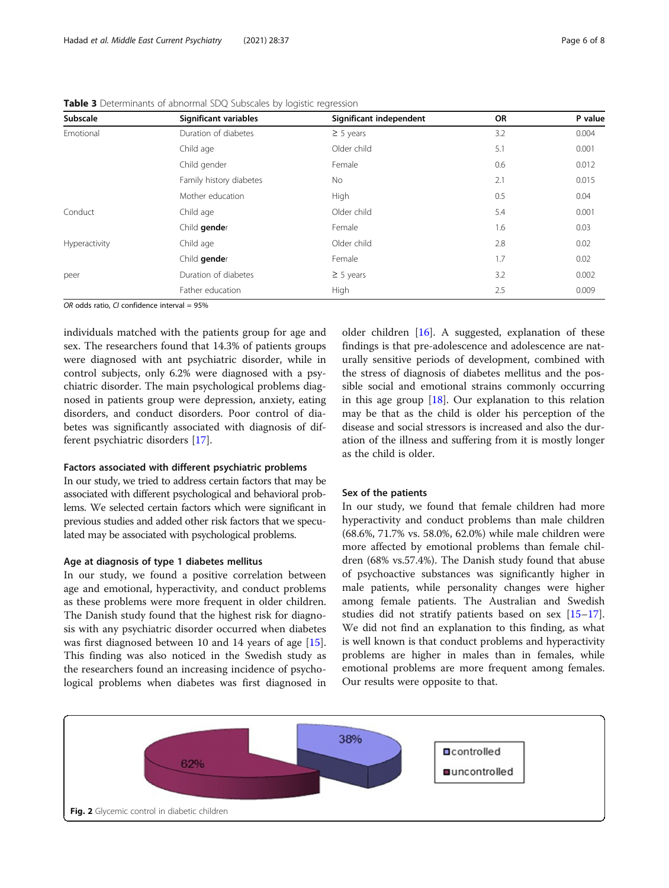**Table 3** Determinants of abnormal SDQ Subscales by logistic regression

| Subscale | Significant variables | Significant independent | OR | P value |
|---|---|---|---|---|
| Emotional | Duration of diabetes | ≥ 5 years | 3.2 | 0.004 |
| | Child age | Older child | 5.1 | 0.001 |
| | Child gender | Female | 0.6 | 0.012 |
| | Family history diabetes | No | 2.1 | 0.015 |
| | Mother education | High | 0.5 | 0.04 |
| Conduct | Child age | Older child | 5.4 | 0.001 |
| | Child **gende**r | Female | 1.6 | 0.03 |
| Hyperactivity | Child age | Older child | 2.8 | 0.02 |
| | Child **gende**r | Female | 1.7 | 0.02 |
| peer | Duration of diabetes | ≥ 5 years | 3.2 | 0.002 |
| | Father education | High | 2.5 | 0.009 |

*OR* odds ratio, *CI* confidence interval = 95%

individuals matched with the patients group for age and sex. The researchers found that 14.3% of patients groups were diagnosed with ant psychiatric disorder, while in control subjects, only 6.2% were diagnosed with a psychiatric disorder. The main psychological problems diagnosed in patients group were depression, anxiety, eating disorders, and conduct disorders. Poor control of diabetes was significantly associated with diagnosis of different psychiatric disorders [17].

### Factors associated with different psychiatric problems

In our study, we tried to address certain factors that may be associated with different psychological and behavioral problems. We selected certain factors which were significant in previous studies and added other risk factors that we speculated may be associated with psychological problems.

### Age at diagnosis of type 1 diabetes mellitus

In our study, we found a positive correlation between age and emotional, hyperactivity, and conduct problems as these problems were more frequent in older children. The Danish study found that the highest risk for diagnosis with any psychiatric disorder occurred when diabetes was first diagnosed between 10 and 14 years of age [15]. This finding was also noticed in the Swedish study as the researchers found an increasing incidence of psychological problems when diabetes was first diagnosed in older children [16]. A suggested, explanation of these findings is that pre-adolescence and adolescence are naturally sensitive periods of development, combined with the stress of diagnosis of diabetes mellitus and the possible social and emotional strains commonly occurring in this age group [18]. Our explanation to this relation may be that as the child is older his perception of the disease and social stressors is increased and also the duration of the illness and suffering from it is mostly longer as the child is older.

### Sex of the patients

In our study, we found that female children had more hyperactivity and conduct problems than male children (68.6%, 71.7% vs. 58.0%, 62.0%) while male children were more affected by emotional problems than female children (68% vs.57.4%). The Danish study found that abuse of psychoactive substances was significantly higher in male patients, while personality changes were higher among female patients. The Australian and Swedish studies did not stratify patients based on sex [15–17]. We did not find an explanation to this finding, as what is well known is that conduct problems and hyperactivity problems are higher in males than in females, while emotional problems are more frequent among females. Our results were opposite to that.

**Fig. 2** Glycemic control in diabetic children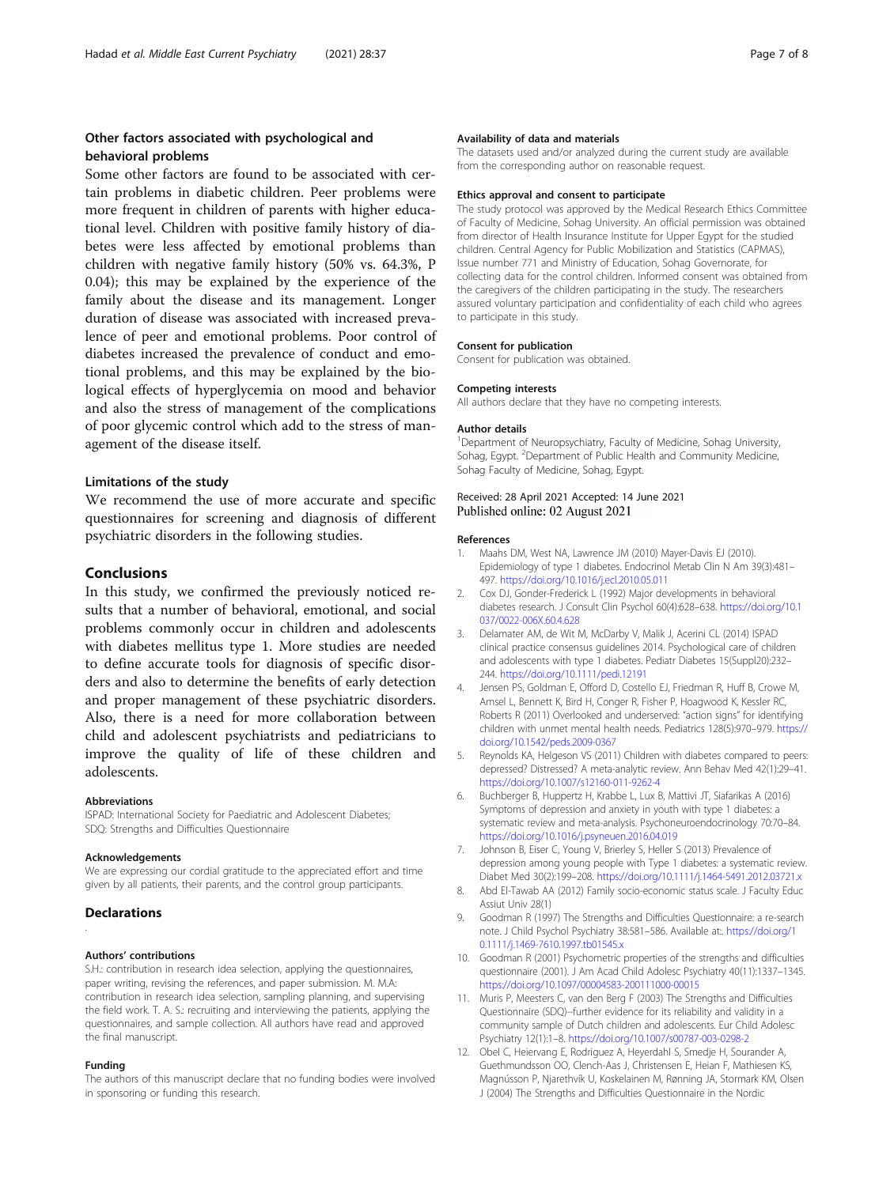### Other factors associated with psychological and behavioral problems

Some other factors are found to be associated with certain problems in diabetic children. Peer problems were more frequent in children of parents with higher educational level. Children with positive family history of diabetes were less affected by emotional problems than children with negative family history (50% vs. 64.3%, P 0.04); this may be explained by the experience of the family about the disease and its management. Longer duration of disease was associated with increased prevalence of peer and emotional problems. Poor control of diabetes increased the prevalence of conduct and emotional problems, and this may be explained by the biological effects of hyperglycemia on mood and behavior and also the stress of management of the complications of poor glycemic control which add to the stress of management of the disease itself.

### Limitations of the study

We recommend the use of more accurate and specific questionnaires for screening and diagnosis of different psychiatric disorders in the following studies.

## Conclusions

In this study, we confirmed the previously noticed results that a number of behavioral, emotional, and social problems commonly occur in children and adolescents with diabetes mellitus type 1. More studies are needed to define accurate tools for diagnosis of specific disorders and also to determine the benefits of early detection and proper management of these psychiatric disorders. Also, there is a need for more collaboration between child and adolescent psychiatrists and pediatricians to improve the quality of life of these children and adolescents.

#### Abbreviations

ISPAD: International Society for Paediatric and Adolescent Diabetes; SDQ: Strengths and Difficulties Questionnaire

#### Acknowledgements

We are expressing our cordial gratitude to the appreciated effort and time given by all patients, their parents, and the control group participants.

### Declarations

#### Authors' contributions

S.H.: contribution in research idea selection, applying the questionnaires, paper writing, revising the references, and paper submission. M. M.A: contribution in research idea selection, sampling planning, and supervising the field work. T. A. S.: recruiting and interviewing the patients, applying the questionnaires, and sample collection. All authors have read and approved the final manuscript.

#### Funding

The authors of this manuscript declare that no funding bodies were involved in sponsoring or funding this research.

#### Availability of data and materials

The datasets used and/or analyzed during the current study are available from the corresponding author on reasonable request.

#### Ethics approval and consent to participate

The study protocol was approved by the Medical Research Ethics Committee of Faculty of Medicine, Sohag University. An official permission was obtained from director of Health Insurance Institute for Upper Egypt for the studied children. Central Agency for Public Mobilization and Statistics (CAPMAS), Issue number 771 and Ministry of Education, Sohag Governorate, for collecting data for the control children. Informed consent was obtained from the caregivers of the children participating in the study. The researchers assured voluntary participation and confidentiality of each child who agrees to participate in this study.

#### Consent for publication

Consent for publication was obtained.

#### Competing interests

All authors declare that they have no competing interests.

#### Author details

[1]Department of Neuropsychiatry, Faculty of Medicine, Sohag University, Sohag, Egypt. [2]Department of Public Health and Community Medicine, Sohag Faculty of Medicine, Sohag, Egypt.

Received: 28 April 2021 Accepted: 14 June 2021
Published online: 02 August 2021

#### References

1. Maahs DM, West NA, Lawrence JM (2010) Mayer-Davis EJ (2010). Epidemiology of type 1 diabetes. Endocrinol Metab Clin N Am 39(3):481–497. https://doi.org/10.1016/j.ecl.2010.05.011
2. Cox DJ, Gonder-Frederick L (1992) Major developments in behavioral diabetes research. J Consult Clin Psychol 60(4):628–638. https://doi.org/10.1037/0022-006X.60.4.628
3. Delamater AM, de Wit M, McDarby V, Malik J, Acerini CL (2014) ISPAD clinical practice consensus guidelines 2014. Psychological care of children and adolescents with type 1 diabetes. Pediatr Diabetes 15(Suppl20):232–244. https://doi.org/10.1111/pedi.12191
4. Jensen PS, Goldman E, Offord D, Costello EJ, Friedman R, Huff B, Crowe M, Amsel L, Bennett K, Bird H, Conger R, Fisher P, Hoagwood K, Kessler RC, Roberts R (2011) Overlooked and underserved: "action signs" for identifying children with unmet mental health needs. Pediatrics 128(5):970–979. https://doi.org/10.1542/peds.2009-0367
5. Reynolds KA, Helgeson VS (2011) Children with diabetes compared to peers: depressed? Distressed? A meta-analytic review. Ann Behav Med 42(1):29–41. https://doi.org/10.1007/s12160-011-9262-4
6. Buchberger B, Huppertz H, Krabbe L, Lux B, Mattivi JT, Siafarikas A (2016) Symptoms of depression and anxiety in youth with type 1 diabetes: a systematic review and meta-analysis. Psychoneuroendocrinology 70:70–84. https://doi.org/10.1016/j.psyneuen.2016.04.019
7. Johnson B, Eiser C, Young V, Brierley S, Heller S (2013) Prevalence of depression among young people with Type 1 diabetes: a systematic review. Diabet Med 30(2):199–208. https://doi.org/10.1111/j.1464-5491.2012.03721.x
8. Abd El-Tawab AA (2012) Family socio-economic status scale. J Faculty Educ Assiut Univ 28(1)
9. Goodman R (1997) The Strengths and Difficulties Questionnaire: a re-search note. J Child Psychol Psychiatry 38:581–586. Available at:. https://doi.org/10.1111/j.1469-7610.1997.tb01545.x
10. Goodman R (2001) Psychometric properties of the strengths and difficulties questionnaire (2001). J Am Acad Child Adolesc Psychiatry 40(11):1337–1345. https://doi.org/10.1097/00004583-200111000-00015
11. Muris P, Meesters C, van den Berg F (2003) The Strengths and Difficulties Questionnaire (SDQ)--further evidence for its reliability and validity in a community sample of Dutch children and adolescents. Eur Child Adolesc Psychiatry 12(1):1–8. https://doi.org/10.1007/s00787-003-0298-2
12. Obel C, Heiervang E, Rodriguez A, Heyerdahl S, Smedje H, Sourander A, Guethmundsson OO, Clench-Aas J, Christensen E, Heian F, Mathiesen KS, Magnússon P, Njarethvík U, Koskelainen M, Rønning JA, Stormark KM, Olsen J (2004) The Strengths and Difficulties Questionnaire in the Nordic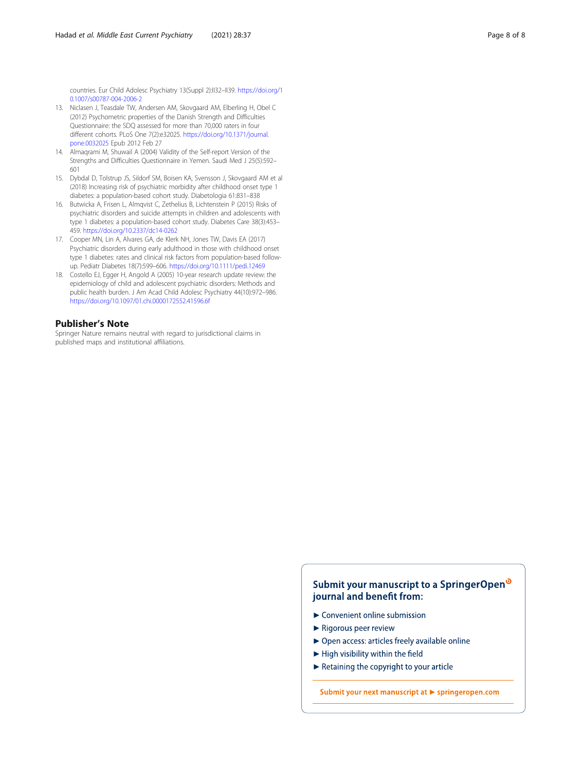countries. Eur Child Adolesc Psychiatry 13(Suppl 2):II32–II39. https://doi.org/10.1007/s00787-004-2006-2

13. Niclasen J, Teasdale TW, Andersen AM, Skovgaard AM, Elberling H, Obel C (2012) Psychometric properties of the Danish Strength and Difficulties Questionnaire: the SDQ assessed for more than 70,000 raters in four different cohorts. PLoS One 7(2):e32025. https://doi.org/10.1371/journal.pone.0032025 Epub 2012 Feb 27
14. Almaqrami M, Shuwail A (2004) Validity of the Self-report Version of the Strengths and Difficulties Questionnaire in Yemen. Saudi Med J 25(5):592–601
15. Dybdal D, Tolstrup JS, Sildorf SM, Boisen KA, Svensson J, Skovgaard AM et al (2018) Increasing risk of psychiatric morbidity after childhood onset type 1 diabetes: a population-based cohort study. Diabetologia 61:831–838
16. Butwicka A, Frisen L, Almqvist C, Zethelius B, Lichtenstein P (2015) Risks of psychiatric disorders and suicide attempts in children and adolescents with type 1 diabetes: a population-based cohort study. Diabetes Care 38(3):453–459. https://doi.org/10.2337/dc14-0262
17. Cooper MN, Lin A, Alvares GA, de Klerk NH, Jones TW, Davis EA (2017) Psychiatric disorders during early adulthood in those with childhood onset type 1 diabetes: rates and clinical risk factors from population-based follow-up. Pediatr Diabetes 18(7):599–606. https://doi.org/10.1111/pedi.12469
18. Costello EJ, Egger H, Angold A (2005) 10-year research update review: the epidemiology of child and adolescent psychiatric disorders: Methods and public health burden. J Am Acad Child Adolesc Psychiatry 44(10):972–986. https://doi.org/10.1097/01.chi.0000172552.41596.6f

## Publisher's Note

Springer Nature remains neutral with regard to jurisdictional claims in published maps and institutional affiliations.

**Submit your manuscript to a SpringerOpen journal and benefit from:**

- ► Convenient online submission
- ► Rigorous peer review
- ► Open access: articles freely available online
- ► High visibility within the field
- ► Retaining the copyright to your article

**Submit your next manuscript at ► springeropen.com**